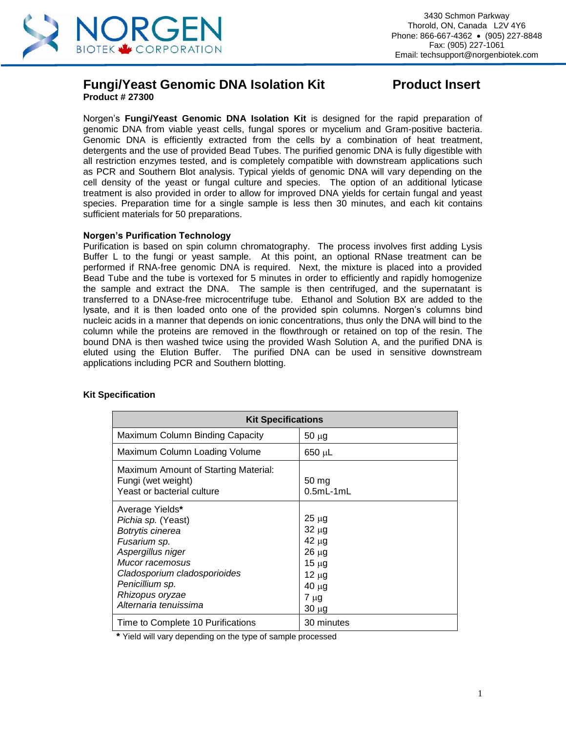Norgen Biotek Corporation

3430 Schmon Parkway
Thorold, ON, Canada L2V 4Y6
Phone: 866-667-4362 • (905) 227-8848
Fax: (905) 227-1061
Email: techsupport@norgenbiotek.com

# Fungi/Yeast Genomic DNA Isolation Kit — Product Insert

**Product # 27300**

Norgen's **Fungi/Yeast Genomic DNA Isolation Kit** is designed for the rapid preparation of genomic DNA from viable yeast cells, fungal spores or mycelium and Gram-positive bacteria. Genomic DNA is efficiently extracted from the cells by a combination of heat treatment, detergents and the use of provided Bead Tubes. The purified genomic DNA is fully digestible with all restriction enzymes tested, and is completely compatible with downstream applications such as PCR and Southern Blot analysis. Typical yields of genomic DNA will vary depending on the cell density of the yeast or fungal culture and species. The option of an additional lyticase treatment is also provided in order to allow for improved DNA yields for certain fungal and yeast species. Preparation time for a single sample is less then 30 minutes, and each kit contains sufficient materials for 50 preparations.

### Norgen's Purification Technology

Purification is based on spin column chromatography. The process involves first adding Lysis Buffer L to the fungi or yeast sample. At this point, an optional RNase treatment can be performed if RNA-free genomic DNA is required. Next, the mixture is placed into a provided Bead Tube and the tube is vortexed for 5 minutes in order to efficiently and rapidly homogenize the sample and extract the DNA. The sample is then centrifuged, and the supernatant is transferred to a DNAse-free microcentrifuge tube. Ethanol and Solution BX are added to the lysate, and it is then loaded onto one of the provided spin columns. Norgen's columns bind nucleic acids in a manner that depends on ionic concentrations, thus only the DNA will bind to the column while the proteins are removed in the flowthrough or retained on top of the resin. The bound DNA is then washed twice using the provided Wash Solution A, and the purified DNA is eluted using the Elution Buffer. The purified DNA can be used in sensitive downstream applications including PCR and Southern blotting.

### Kit Specification

| Kit Specifications | |
|---|---|
| Maximum Column Binding Capacity | 50 µg |
| Maximum Column Loading Volume | 650 µL |
| Maximum Amount of Starting Material: | |
| Fungi (wet weight) | 50 mg |
| Yeast or bacterial culture | 0.5mL-1mL |
| Average Yields* | |
| *Pichia sp.* (Yeast) | 25 µg |
| *Botrytis cinerea* | 32 µg |
| *Fusarium sp.* | 42 µg |
| *Aspergillus niger* | 26 µg |
| *Mucor racemosus* | 15 µg |
| *Cladosporium cladosporioides* | 12 µg |
| *Penicillium sp.* | 40 µg |
| *Rhizopus oryzae* | 7 µg |
| *Alternaria tenuissima* | 30 µg |
| Time to Complete 10 Purifications | 30 minutes |

**\*** Yield will vary depending on the type of sample processed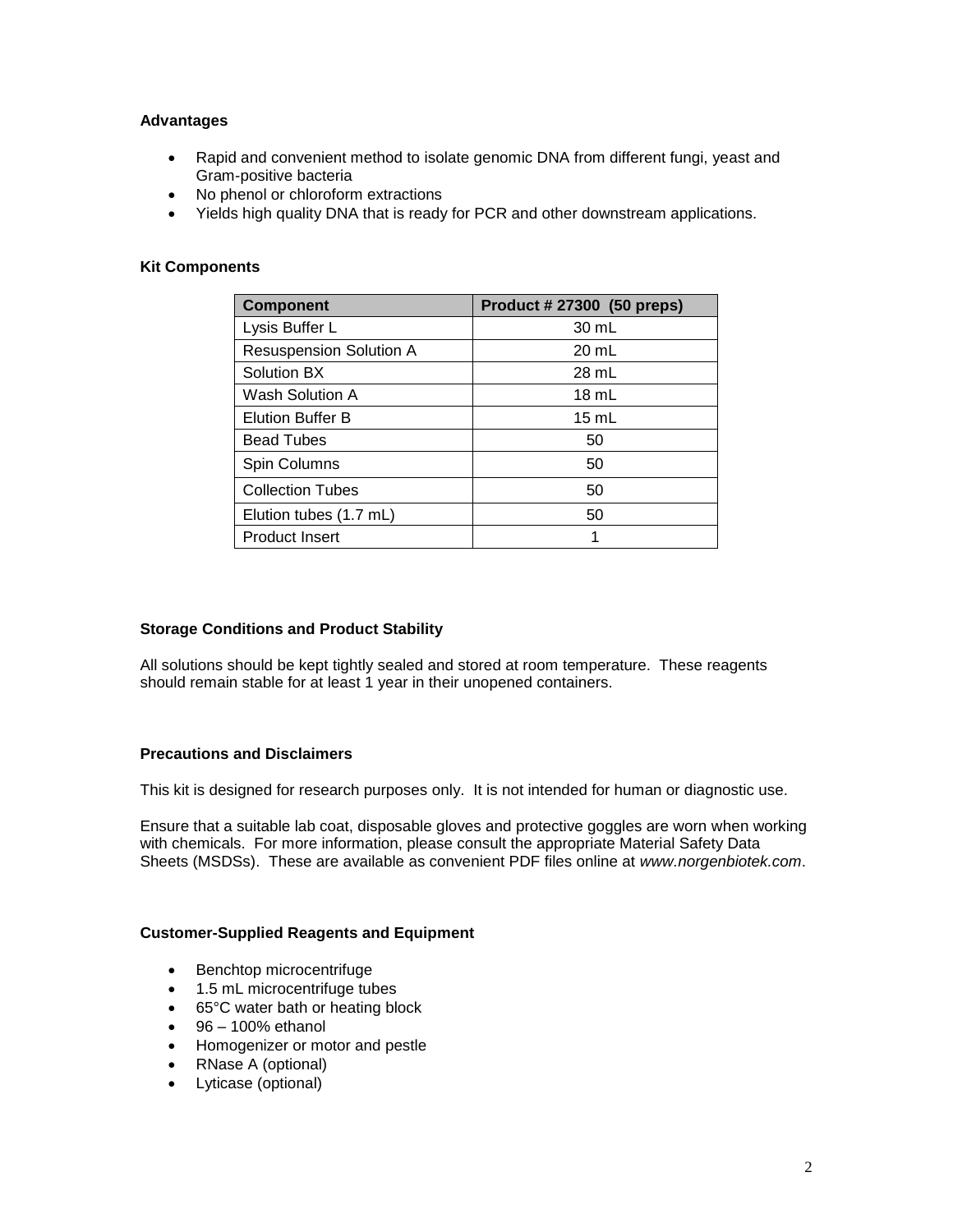### Advantages

- Rapid and convenient method to isolate genomic DNA from different fungi, yeast and Gram-positive bacteria
- No phenol or chloroform extractions
- Yields high quality DNA that is ready for PCR and other downstream applications.

### Kit Components

| Component | Product # 27300 (50 preps) |
|---|---|
| Lysis Buffer L | 30 mL |
| Resuspension Solution A | 20 mL |
| Solution BX | 28 mL |
| Wash Solution A | 18 mL |
| Elution Buffer B | 15 mL |
| Bead Tubes | 50 |
| Spin Columns | 50 |
| Collection Tubes | 50 |
| Elution tubes (1.7 mL) | 50 |
| Product Insert | 1 |

### Storage Conditions and Product Stability

All solutions should be kept tightly sealed and stored at room temperature. These reagents should remain stable for at least 1 year in their unopened containers.

### Precautions and Disclaimers

This kit is designed for research purposes only. It is not intended for human or diagnostic use.

Ensure that a suitable lab coat, disposable gloves and protective goggles are worn when working with chemicals. For more information, please consult the appropriate Material Safety Data Sheets (MSDSs). These are available as convenient PDF files online at *www.norgenbiotek.com*.

### Customer-Supplied Reagents and Equipment

- Benchtop microcentrifuge
- 1.5 mL microcentrifuge tubes
- 65°C water bath or heating block
- 96 – 100% ethanol
- Homogenizer or motor and pestle
- RNase A (optional)
- Lyticase (optional)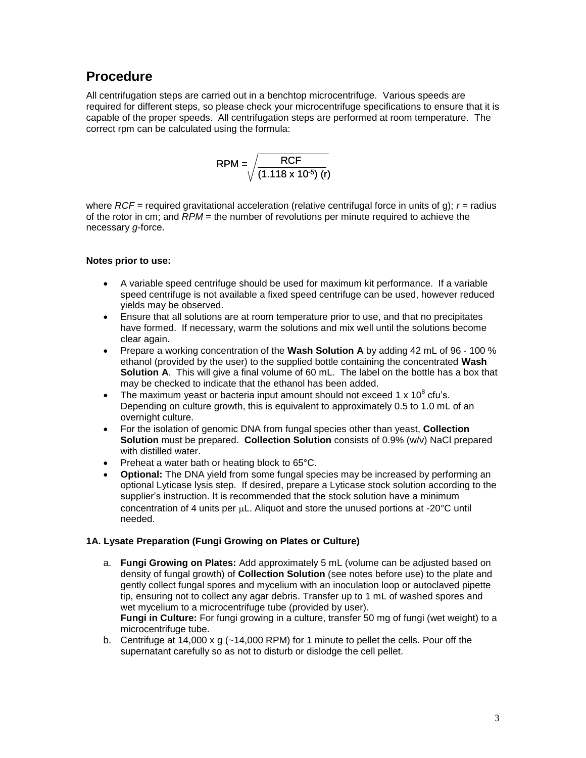## Procedure

All centrifugation steps are carried out in a benchtop microcentrifuge. Various speeds are required for different steps, so please check your microcentrifuge specifications to ensure that it is capable of the proper speeds. All centrifugation steps are performed at room temperature. The correct rpm can be calculated using the formula:

$$RPM = \sqrt{\frac{RCF}{(1.118 \times 10^{-5})\ (r)}}$$

where *RCF* = required gravitational acceleration (relative centrifugal force in units of g); *r* = radius of the rotor in cm; and *RPM* = the number of revolutions per minute required to achieve the necessary *g*-force.

**Notes prior to use:**

- A variable speed centrifuge should be used for maximum kit performance. If a variable speed centrifuge is not available a fixed speed centrifuge can be used, however reduced yields may be observed.
- Ensure that all solutions are at room temperature prior to use, and that no precipitates have formed. If necessary, warm the solutions and mix well until the solutions become clear again.
- Prepare a working concentration of the **Wash Solution A** by adding 42 mL of 96 - 100 % ethanol (provided by the user) to the supplied bottle containing the concentrated **Wash Solution A**. This will give a final volume of 60 mL. The label on the bottle has a box that may be checked to indicate that the ethanol has been added.
- The maximum yeast or bacteria input amount should not exceed $1 \times 10^{8}$ cfu's. Depending on culture growth, this is equivalent to approximately 0.5 to 1.0 mL of an overnight culture.
- For the isolation of genomic DNA from fungal species other than yeast, **Collection Solution** must be prepared. **Collection Solution** consists of 0.9% (w/v) NaCl prepared with distilled water.
- Preheat a water bath or heating block to 65°C.
- **Optional:** The DNA yield from some fungal species may be increased by performing an optional Lyticase lysis step. If desired, prepare a Lyticase stock solution according to the supplier's instruction. It is recommended that the stock solution have a minimum concentration of 4 units per μL. Aliquot and store the unused portions at -20°C until needed.

**1A. Lysate Preparation (Fungi Growing on Plates or Culture)**

a. **Fungi Growing on Plates:** Add approximately 5 mL (volume can be adjusted based on density of fungal growth) of **Collection Solution** (see notes before use) to the plate and gently collect fungal spores and mycelium with an inoculation loop or autoclaved pipette tip, ensuring not to collect any agar debris. Transfer up to 1 mL of washed spores and wet mycelium to a microcentrifuge tube (provided by user).
**Fungi in Culture:** For fungi growing in a culture, transfer 50 mg of fungi (wet weight) to a microcentrifuge tube.

b. Centrifuge at 14,000 x g (~14,000 RPM) for 1 minute to pellet the cells. Pour off the supernatant carefully so as not to disturb or dislodge the cell pellet.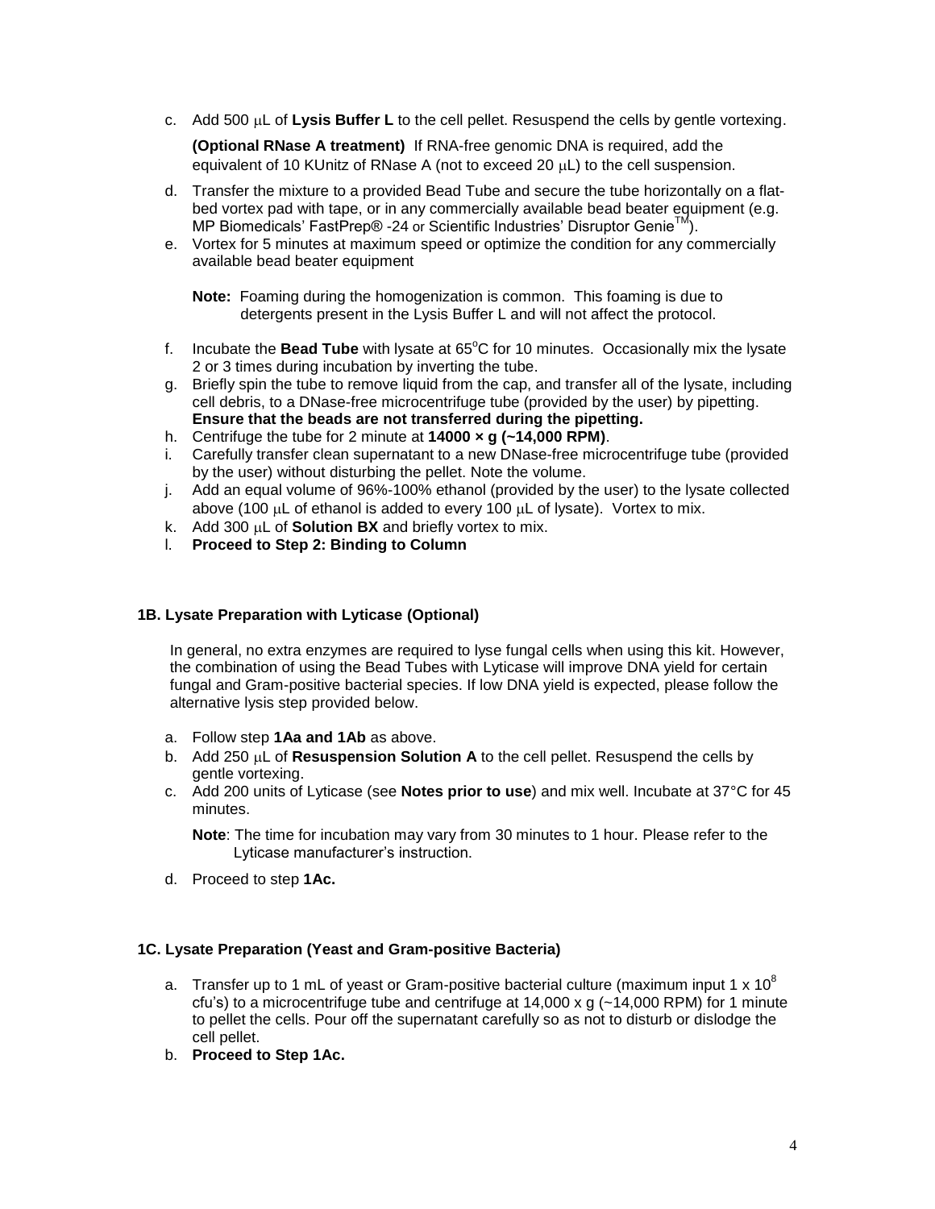c. Add 500 μL of **Lysis Buffer L** to the cell pellet. Resuspend the cells by gentle vortexing.

   **(Optional RNase A treatment)** If RNA-free genomic DNA is required, add the equivalent of 10 KUnitz of RNase A (not to exceed 20 μL) to the cell suspension.

d. Transfer the mixture to a provided Bead Tube and secure the tube horizontally on a flat-bed vortex pad with tape, or in any commercially available bead beater equipment (e.g. MP Biomedicals' FastPrep® -24 or Scientific Industries' Disruptor Genie™).

e. Vortex for 5 minutes at maximum speed or optimize the condition for any commercially available bead beater equipment

   **Note:** Foaming during the homogenization is common. This foaming is due to detergents present in the Lysis Buffer L and will not affect the protocol.

f. Incubate the **Bead Tube** with lysate at 65°C for 10 minutes. Occasionally mix the lysate 2 or 3 times during incubation by inverting the tube.

g. Briefly spin the tube to remove liquid from the cap, and transfer all of the lysate, including cell debris, to a DNase-free microcentrifuge tube (provided by the user) by pipetting. **Ensure that the beads are not transferred during the pipetting.**

h. Centrifuge the tube for 2 minute at **14000 × g (~14,000 RPM)**.

i. Carefully transfer clean supernatant to a new DNase-free microcentrifuge tube (provided by the user) without disturbing the pellet. Note the volume.

j. Add an equal volume of 96%-100% ethanol (provided by the user) to the lysate collected above (100 μL of ethanol is added to every 100 μL of lysate). Vortex to mix.

k. Add 300 μL of **Solution BX** and briefly vortex to mix.

l. **Proceed to Step 2: Binding to Column**

### 1B. Lysate Preparation with Lyticase (Optional)

In general, no extra enzymes are required to lyse fungal cells when using this kit. However, the combination of using the Bead Tubes with Lyticase will improve DNA yield for certain fungal and Gram-positive bacterial species. If low DNA yield is expected, please follow the alternative lysis step provided below.

a. Follow step **1Aa and 1Ab** as above.

b. Add 250 μL of **Resuspension Solution A** to the cell pellet. Resuspend the cells by gentle vortexing.

c. Add 200 units of Lyticase (see **Notes prior to use**) and mix well. Incubate at 37°C for 45 minutes.

   **Note**: The time for incubation may vary from 30 minutes to 1 hour. Please refer to the Lyticase manufacturer's instruction.

d. Proceed to step **1Ac.**

### 1C. Lysate Preparation (Yeast and Gram-positive Bacteria)

a. Transfer up to 1 mL of yeast or Gram-positive bacterial culture (maximum input 1 x $10^8$ cfu's) to a microcentrifuge tube and centrifuge at 14,000 x g (~14,000 RPM) for 1 minute to pellet the cells. Pour off the supernatant carefully so as not to disturb or dislodge the cell pellet.

b. **Proceed to Step 1Ac.**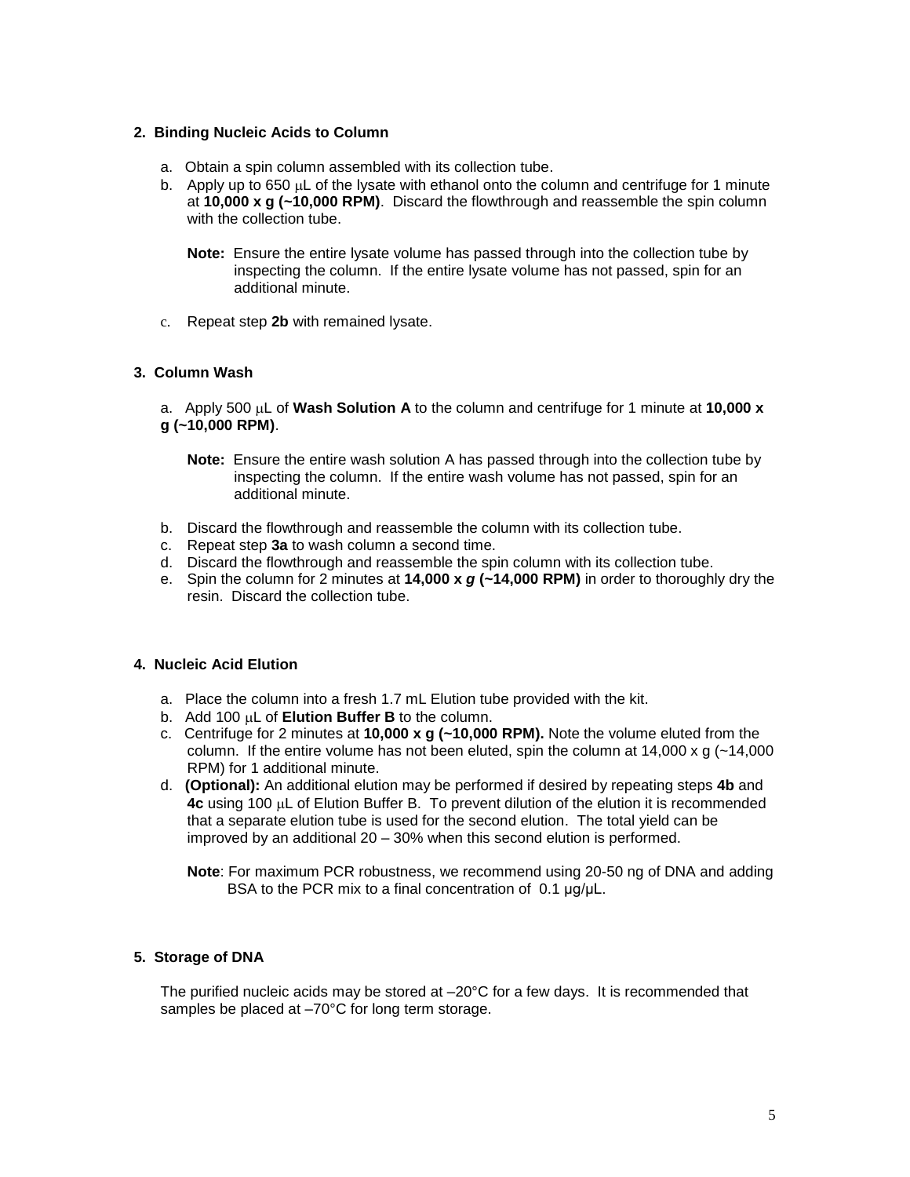## 2. Binding Nucleic Acids to Column

a. Obtain a spin column assembled with its collection tube.

b. Apply up to 650 µL of the lysate with ethanol onto the column and centrifuge for 1 minute at **10,000 x g (~10,000 RPM)**. Discard the flowthrough and reassemble the spin column with the collection tube.

   **Note:** Ensure the entire lysate volume has passed through into the collection tube by inspecting the column. If the entire lysate volume has not passed, spin for an additional minute.

c. Repeat step **2b** with remained lysate.

## 3. Column Wash

a. Apply 500 µL of **Wash Solution A** to the column and centrifuge for 1 minute at **10,000 x g (~10,000 RPM)**.

   **Note:** Ensure the entire wash solution A has passed through into the collection tube by inspecting the column. If the entire wash volume has not passed, spin for an additional minute.

b. Discard the flowthrough and reassemble the column with its collection tube.

c. Repeat step **3a** to wash column a second time.

d. Discard the flowthrough and reassemble the spin column with its collection tube.

e. Spin the column for 2 minutes at **14,000 x *g* (~14,000 RPM)** in order to thoroughly dry the resin. Discard the collection tube.

## 4. Nucleic Acid Elution

a. Place the column into a fresh 1.7 mL Elution tube provided with the kit.

b. Add 100 µL of **Elution Buffer B** to the column.

c. Centrifuge for 2 minutes at **10,000 x g (~10,000 RPM).** Note the volume eluted from the column. If the entire volume has not been eluted, spin the column at 14,000 x g (~14,000 RPM) for 1 additional minute.

d. **(Optional):** An additional elution may be performed if desired by repeating steps **4b** and **4c** using 100 µL of Elution Buffer B. To prevent dilution of the elution it is recommended that a separate elution tube is used for the second elution. The total yield can be improved by an additional 20 – 30% when this second elution is performed.

   **Note**: For maximum PCR robustness, we recommend using 20-50 ng of DNA and adding BSA to the PCR mix to a final concentration of 0.1 µg/µL.

## 5. Storage of DNA

The purified nucleic acids may be stored at –20°C for a few days. It is recommended that samples be placed at –70°C for long term storage.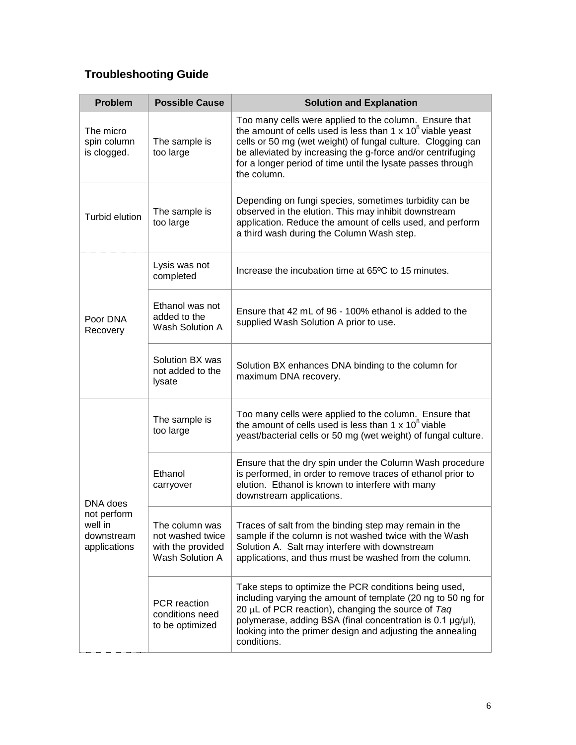## Troubleshooting Guide

| Problem | Possible Cause | Solution and Explanation |
| --- | --- | --- |
| The micro spin column is clogged. | The sample is too large | Too many cells were applied to the column. Ensure that the amount of cells used is less than 1 x $10^8$ viable yeast cells or 50 mg (wet weight) of fungal culture. Clogging can be alleviated by increasing the g-force and/or centrifuging for a longer period of time until the lysate passes through the column. |
| Turbid elution | The sample is too large | Depending on fungi species, sometimes turbidity can be observed in the elution. This may inhibit downstream application. Reduce the amount of cells used, and perform a third wash during the Column Wash step. |
| Poor DNA Recovery | Lysis was not completed | Increase the incubation time at 65ºC to 15 minutes. |
| | Ethanol was not added to the Wash Solution A | Ensure that 42 mL of 96 - 100% ethanol is added to the supplied Wash Solution A prior to use. |
| | Solution BX was not added to the lysate | Solution BX enhances DNA binding to the column for maximum DNA recovery. |
| DNA does not perform well in downstream applications | The sample is too large | Too many cells were applied to the column. Ensure that the amount of cells used is less than 1 x $10^8$ viable yeast/bacterial cells or 50 mg (wet weight) of fungal culture. |
| | Ethanol carryover | Ensure that the dry spin under the Column Wash procedure is performed, in order to remove traces of ethanol prior to elution. Ethanol is known to interfere with many downstream applications. |
| | The column was not washed twice with the provided Wash Solution A | Traces of salt from the binding step may remain in the sample if the column is not washed twice with the Wash Solution A. Salt may interfere with downstream applications, and thus must be washed from the column. |
| | PCR reaction conditions need to be optimized | Take steps to optimize the PCR conditions being used, including varying the amount of template (20 ng to 50 ng for 20 μL of PCR reaction), changing the source of *Taq* polymerase, adding BSA (final concentration is 0.1 μg/μl), looking into the primer design and adjusting the annealing conditions. |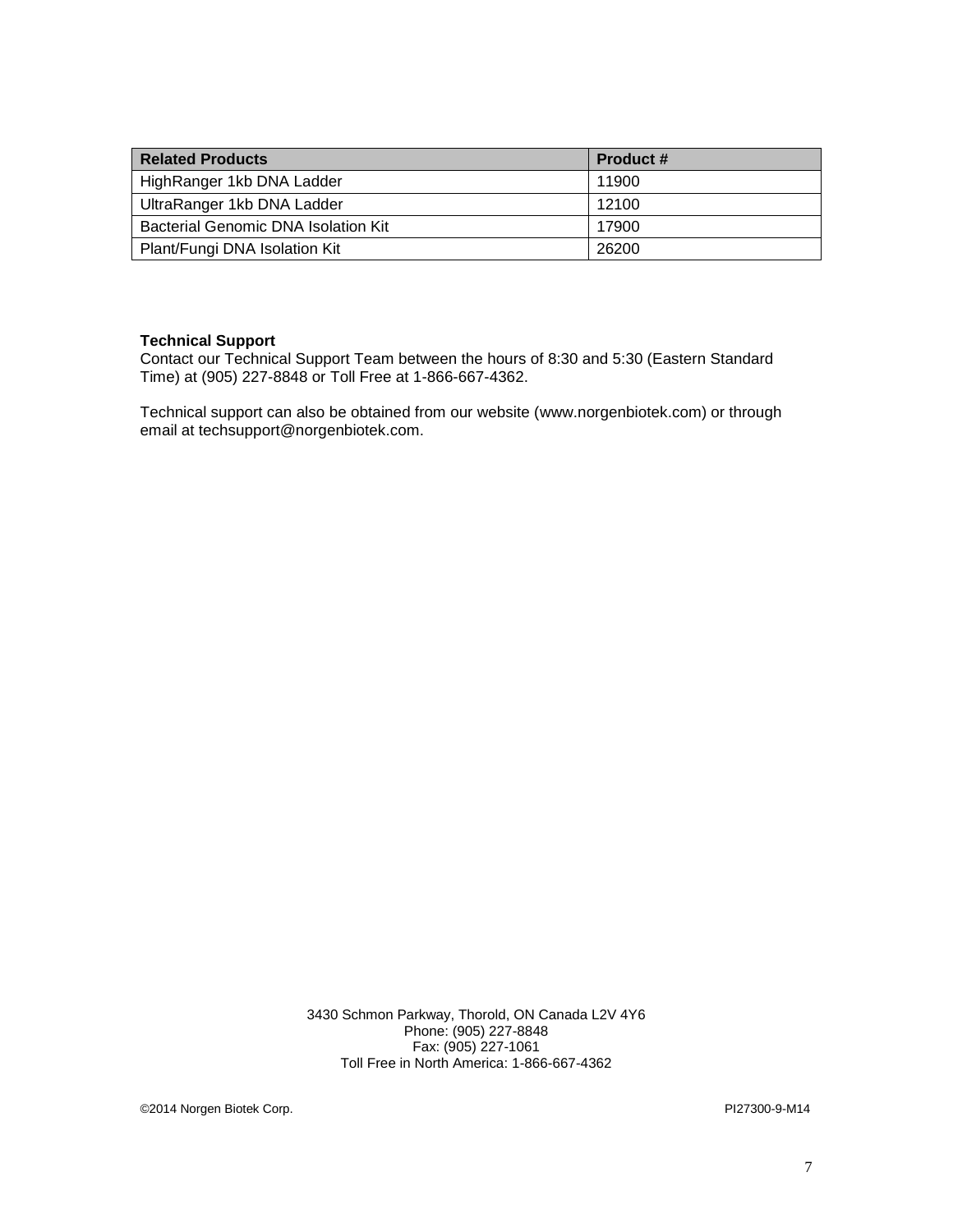| Related Products | Product # |
|---|---|
| HighRanger 1kb DNA Ladder | 11900 |
| UltraRanger 1kb DNA Ladder | 12100 |
| Bacterial Genomic DNA Isolation Kit | 17900 |
| Plant/Fungi DNA Isolation Kit | 26200 |

**Technical Support**

Contact our Technical Support Team between the hours of 8:30 and 5:30 (Eastern Standard Time) at (905) 227-8848 or Toll Free at 1-866-667-4362.

Technical support can also be obtained from our website (www.norgenbiotek.com) or through email at techsupport@norgenbiotek.com.

3430 Schmon Parkway, Thorold, ON Canada L2V 4Y6
Phone: (905) 227-8848
Fax: (905) 227-1061
Toll Free in North America: 1-866-667-4362

©2014 Norgen Biotek Corp.

PI27300-9-M14